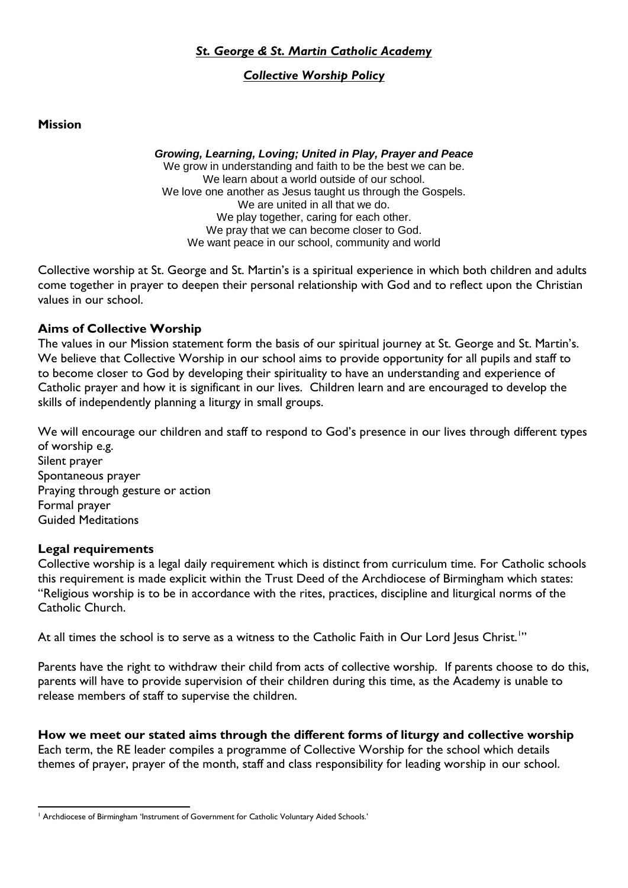***St. George & St. Martin Catholic Academy***

***Collective Worship Policy***

**Mission**

***Growing, Learning, Loving; United in Play, Prayer and Peace***
We grow in understanding and faith to be the best we can be.
We learn about a world outside of our school.
We love one another as Jesus taught us through the Gospels.
We are united in all that we do.
We play together, caring for each other.
We pray that we can become closer to God.
We want peace in our school, community and world

Collective worship at St. George and St. Martin's is a spiritual experience in which both children and adults come together in prayer to deepen their personal relationship with God and to reflect upon the Christian values in our school.

**Aims of Collective Worship**

The values in our Mission statement form the basis of our spiritual journey at St. George and St. Martin's. We believe that Collective Worship in our school aims to provide opportunity for all pupils and staff to to become closer to God by developing their spirituality to have an understanding and experience of Catholic prayer and how it is significant in our lives. Children learn and are encouraged to develop the skills of independently planning a liturgy in small groups.

We will encourage our children and staff to respond to God's presence in our lives through different types of worship e.g.
Silent prayer
Spontaneous prayer
Praying through gesture or action
Formal prayer
Guided Meditations

**Legal requirements**

Collective worship is a legal daily requirement which is distinct from curriculum time. For Catholic schools this requirement is made explicit within the Trust Deed of the Archdiocese of Birmingham which states: "Religious worship is to be in accordance with the rites, practices, discipline and liturgical norms of the Catholic Church.

At all times the school is to serve as a witness to the Catholic Faith in Our Lord Jesus Christ.[1]"

Parents have the right to withdraw their child from acts of collective worship. If parents choose to do this, parents will have to provide supervision of their children during this time, as the Academy is unable to release members of staff to supervise the children.

**How we meet our stated aims through the different forms of liturgy and collective worship**

Each term, the RE leader compiles a programme of Collective Worship for the school which details themes of prayer, prayer of the month, staff and class responsibility for leading worship in our school.

[1] Archdiocese of Birmingham 'Instrument of Government for Catholic Voluntary Aided Schools.'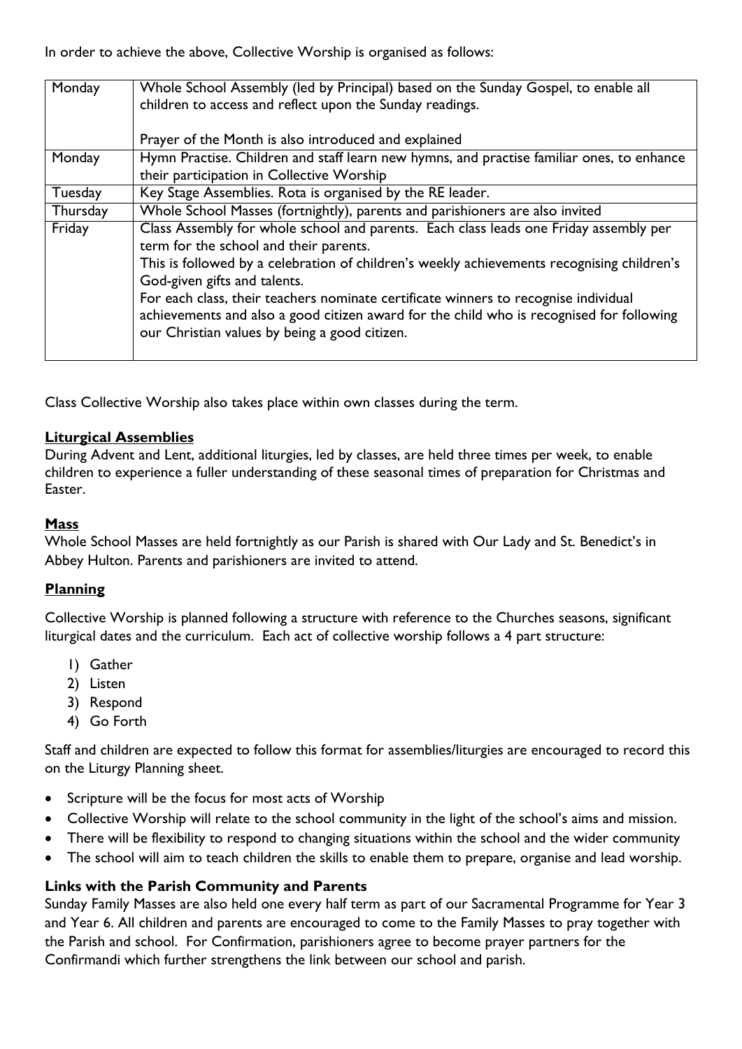In order to achieve the above, Collective Worship is organised as follows:

| | |
|---|---|
| Monday | Whole School Assembly (led by Principal) based on the Sunday Gospel, to enable all children to access and reflect upon the Sunday readings.<br><br>Prayer of the Month is also introduced and explained |
| Monday | Hymn Practise. Children and staff learn new hymns, and practise familiar ones, to enhance their participation in Collective Worship |
| Tuesday | Key Stage Assemblies. Rota is organised by the RE leader. |
| Thursday | Whole School Masses (fortnightly), parents and parishioners are also invited |
| Friday | Class Assembly for whole school and parents. Each class leads one Friday assembly per term for the school and their parents.<br>This is followed by a celebration of children's weekly achievements recognising children's God-given gifts and talents.<br>For each class, their teachers nominate certificate winners to recognise individual achievements and also a good citizen award for the child who is recognised for following our Christian values by being a good citizen. |

Class Collective Worship also takes place within own classes during the term.

## Liturgical Assemblies

During Advent and Lent, additional liturgies, led by classes, are held three times per week, to enable children to experience a fuller understanding of these seasonal times of preparation for Christmas and Easter.

## Mass

Whole School Masses are held fortnightly as our Parish is shared with Our Lady and St. Benedict's in Abbey Hulton. Parents and parishioners are invited to attend.

## Planning

Collective Worship is planned following a structure with reference to the Churches seasons, significant liturgical dates and the curriculum. Each act of collective worship follows a 4 part structure:

1) Gather
2) Listen
3) Respond
4) Go Forth

Staff and children are expected to follow this format for assemblies/liturgies are encouraged to record this on the Liturgy Planning sheet.

- Scripture will be the focus for most acts of Worship
- Collective Worship will relate to the school community in the light of the school's aims and mission.
- There will be flexibility to respond to changing situations within the school and the wider community
- The school will aim to teach children the skills to enable them to prepare, organise and lead worship.

### Links with the Parish Community and Parents

Sunday Family Masses are also held one every half term as part of our Sacramental Programme for Year 3 and Year 6. All children and parents are encouraged to come to the Family Masses to pray together with the Parish and school. For Confirmation, parishioners agree to become prayer partners for the Confirmandi which further strengthens the link between our school and parish.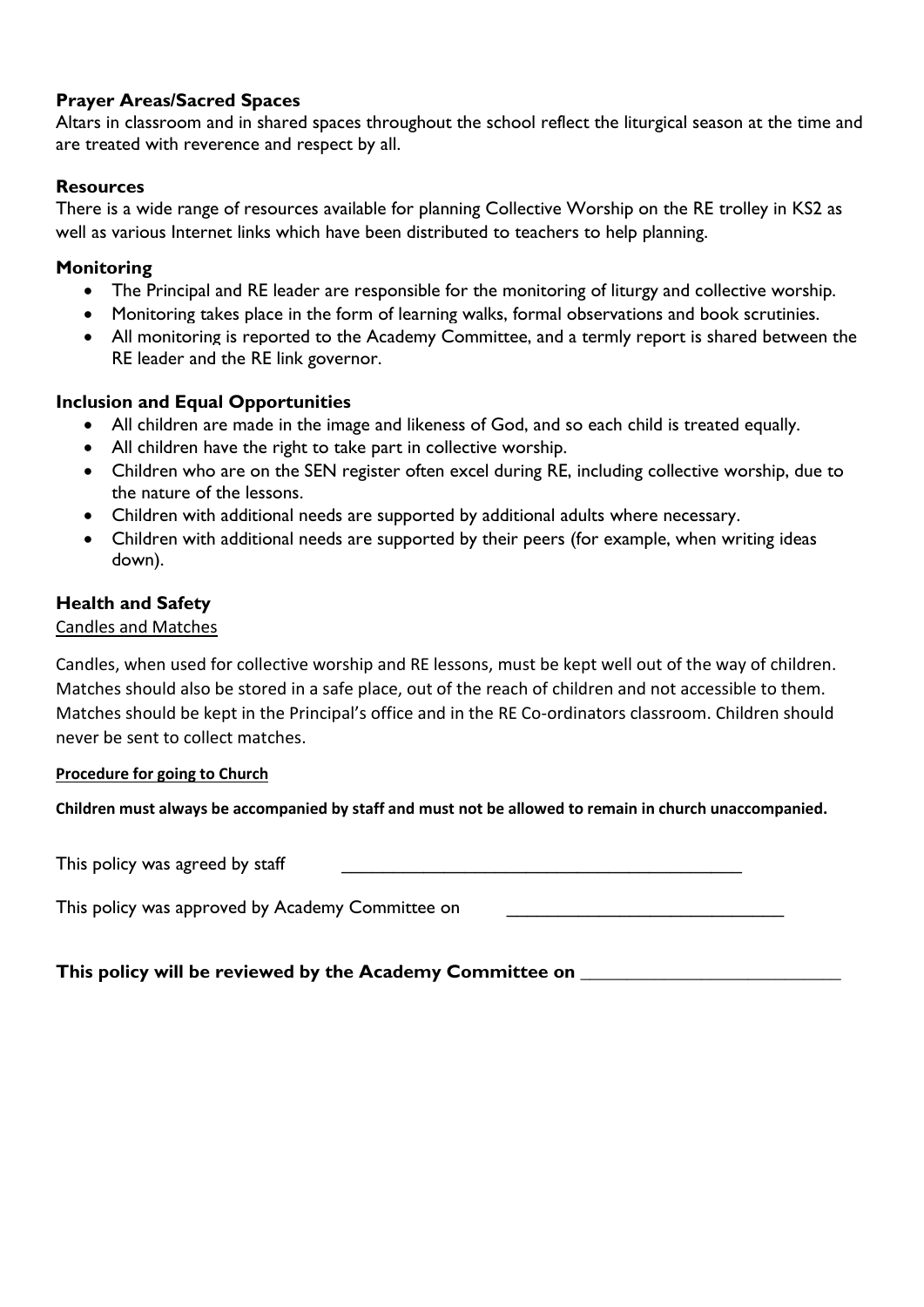### Prayer Areas/Sacred Spaces

Altars in classroom and in shared spaces throughout the school reflect the liturgical season at the time and are treated with reverence and respect by all.

### Resources

There is a wide range of resources available for planning Collective Worship on the RE trolley in KS2 as well as various Internet links which have been distributed to teachers to help planning.

### Monitoring

- The Principal and RE leader are responsible for the monitoring of liturgy and collective worship.
- Monitoring takes place in the form of learning walks, formal observations and book scrutinies.
- All monitoring is reported to the Academy Committee, and a termly report is shared between the RE leader and the RE link governor.

### Inclusion and Equal Opportunities

- All children are made in the image and likeness of God, and so each child is treated equally.
- All children have the right to take part in collective worship.
- Children who are on the SEN register often excel during RE, including collective worship, due to the nature of the lessons.
- Children with additional needs are supported by additional adults where necessary.
- Children with additional needs are supported by their peers (for example, when writing ideas down).

### Health and Safety

Candles and Matches

Candles, when used for collective worship and RE lessons, must be kept well out of the way of children. Matches should also be stored in a safe place, out of the reach of children and not accessible to them. Matches should be kept in the Principal's office and in the RE Co-ordinators classroom. Children should never be sent to collect matches.

**Procedure for going to Church**

**Children must always be accompanied by staff and must not be allowed to remain in church unaccompanied.**

This policy was agreed by staff \_\_\_\_\_\_\_\_\_\_\_\_\_\_\_\_\_\_\_\_\_\_\_\_\_\_\_\_\_\_\_\_\_\_\_\_\_\_\_\_\_\_

This policy was approved by Academy Committee on \_\_\_\_\_\_\_\_\_\_\_\_\_\_\_\_\_\_\_\_\_\_\_\_\_\_\_\_\_\_

**This policy will be reviewed by the Academy Committee on** \_\_\_\_\_\_\_\_\_\_\_\_\_\_\_\_\_\_\_\_\_\_\_\_\_\_\_\_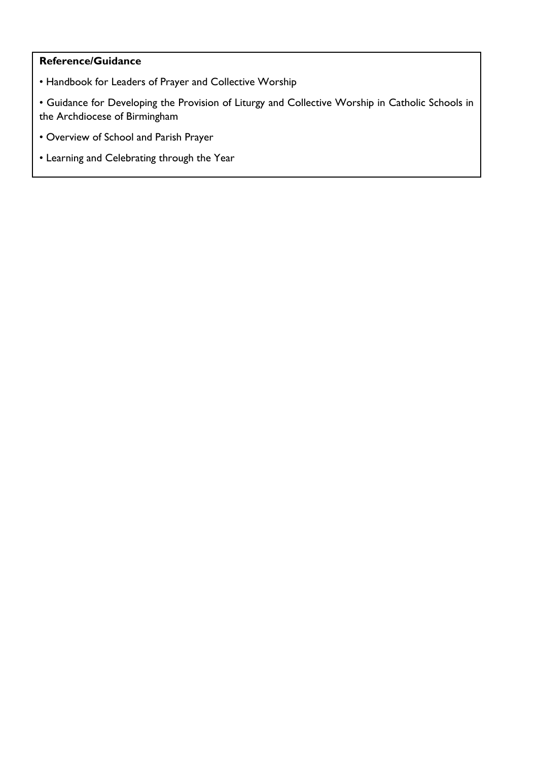**Reference/Guidance**

- Handbook for Leaders of Prayer and Collective Worship
- Guidance for Developing the Provision of Liturgy and Collective Worship in Catholic Schools in the Archdiocese of Birmingham
- Overview of School and Parish Prayer
- Learning and Celebrating through the Year